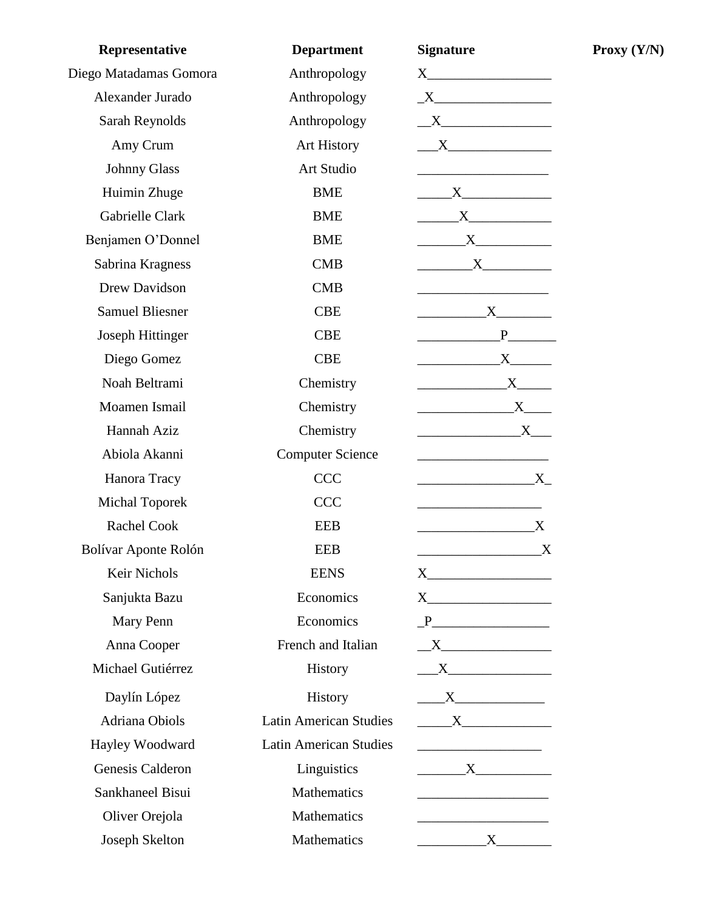| Representative | Department | Signature | Proxy (Y/N) |
|---|---|---|---|
| Diego Matadamas Gomora | Anthropology | X__________________ | |
| Alexander Jurado | Anthropology | _X_________________ | |
| Sarah Reynolds | Anthropology | __X________________ | |
| Amy Crum | Art History | ___X_______________ | |
| Johnny Glass | Art Studio | ___________________ | |
| Huimin Zhuge | BME | _____X_____________ | |
| Gabrielle Clark | BME | ______X____________ | |
| Benjamen O'Donnel | BME | _______X___________ | |
| Sabrina Kragness | CMB | ________X__________ | |
| Drew Davidson | CMB | ___________________ | |
| Samuel Bliesner | CBE | __________X________ | |
| Joseph Hittinger | CBE | ____________P_______ | |
| Diego Gomez | CBE | ____________X______ | |
| Noah Beltrami | Chemistry | _____________X_____ | |
| Moamen Ismail | Chemistry | ______________X____ | |
| Hannah Aziz | Chemistry | _______________X___ | |
| Abiola Akanni | Computer Science | ___________________ | |
| Hanora Tracy | CCC | _________________X_ | |
| Michal Toporek | CCC | __________________ | |
| Rachel Cook | EEB | _________________X | |
| Bolívar Aponte Rolón | EEB | __________________X | |
| Keir Nichols | EENS | X__________________ | |
| Sanjukta Bazu | Economics | X__________________ | |
| Mary Penn | Economics | _P_________________ | |
| Anna Cooper | French and Italian | __X________________ | |
| Michael Gutiérrez | History | ___X_______________ | |
| Daylín López | History | ____X_____________ | |
| Adriana Obiols | Latin American Studies | _____X_____________ | |
| Hayley Woodward | Latin American Studies | __________________ | |
| Genesis Calderon | Linguistics | _______X___________ | |
| Sankhaneel Bisui | Mathematics | ___________________ | |
| Oliver Orejola | Mathematics | ___________________ | |
| Joseph Skelton | Mathematics | __________X________ | |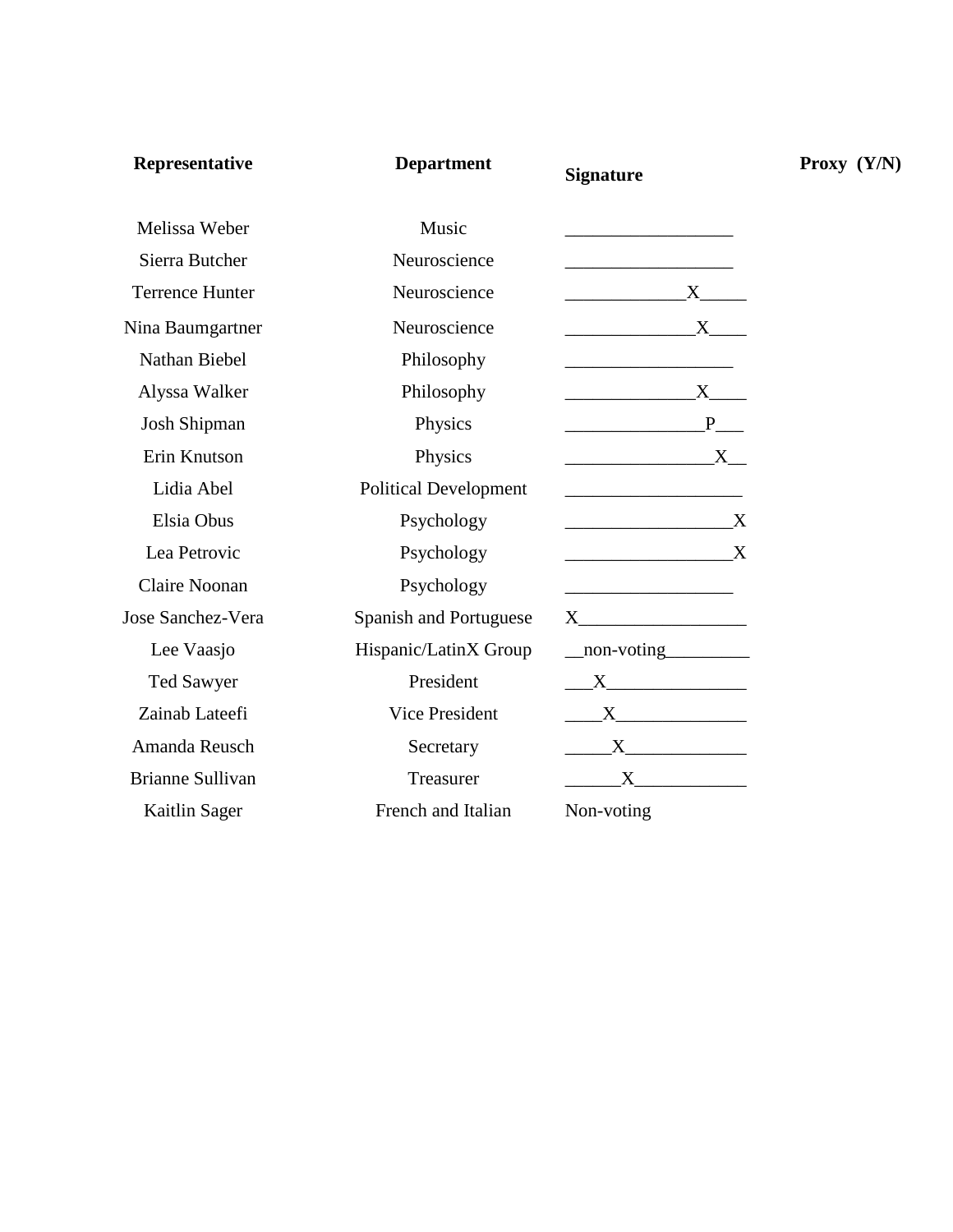| Representative | Department | Signature | Proxy (Y/N) |
| --- | --- | --- | --- |
| Melissa Weber | Music | __________________ | |
| Sierra Butcher | Neuroscience | __________________ | |
| Terrence Hunter | Neuroscience | _____________X_____ | |
| Nina Baumgartner | Neuroscience | ______________X____ | |
| Nathan Biebel | Philosophy | __________________ | |
| Alyssa Walker | Philosophy | ______________X____ | |
| Josh Shipman | Physics | _______________P___ | |
| Erin Knutson | Physics | ________________X__ | |
| Lidia Abel | Political Development | ___________________ | |
| Elsia Obus | Psychology | __________________X | |
| Lea Petrovic | Psychology | __________________X | |
| Claire Noonan | Psychology | __________________ | |
| Jose Sanchez-Vera | Spanish and Portuguese | X__________________ | |
| Lee Vaasjo | Hispanic/LatinX Group | __non-voting_________ | |
| Ted Sawyer | President | ___X_______________ | |
| Zainab Lateefi | Vice President | ____X______________ | |
| Amanda Reusch | Secretary | _____X_____________ | |
| Brianne Sullivan | Treasurer | ______X____________ | |
| Kaitlin Sager | French and Italian | Non-voting | |